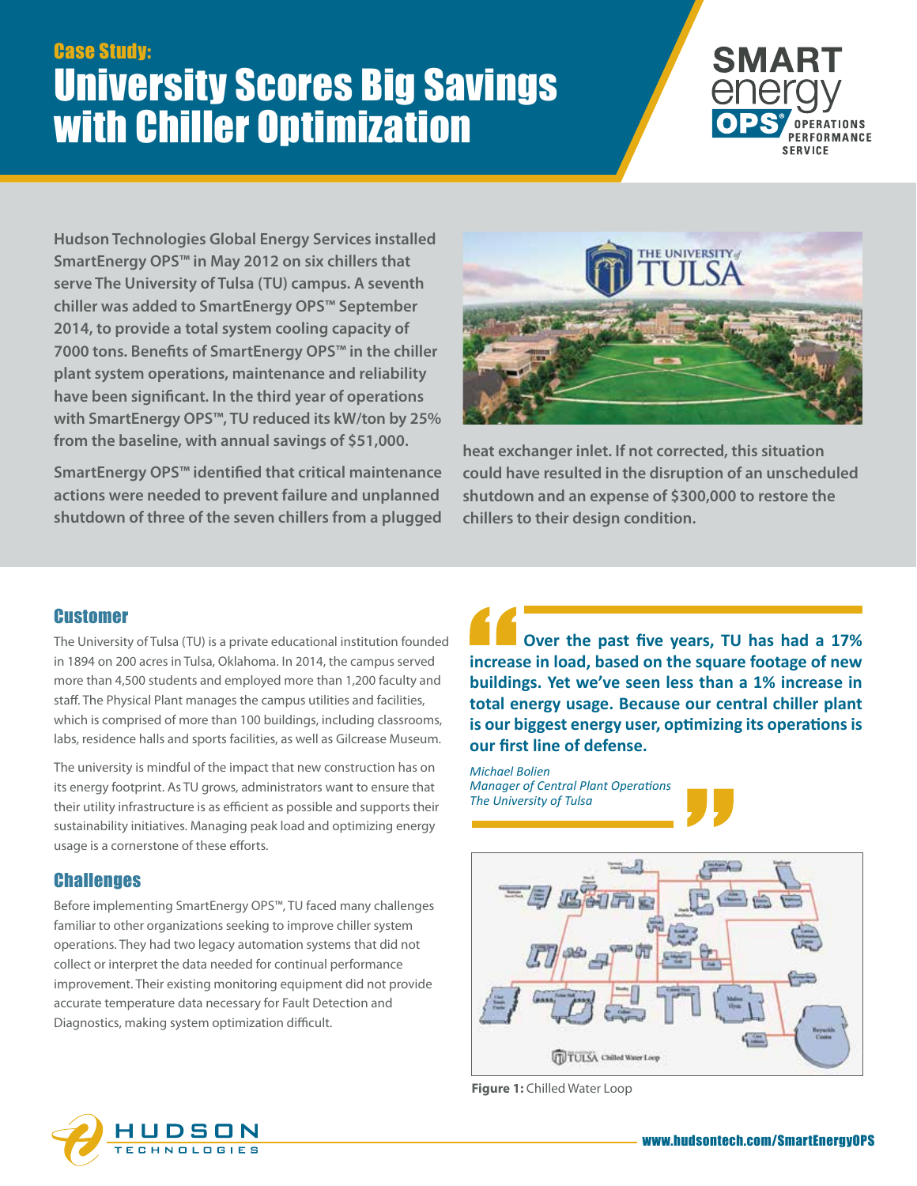Case Study:

# University Scores Big Savings with Chiller Optimization

**Hudson Technologies Global Energy Services installed SmartEnergy OPS™ in May 2012 on six chillers that serve The University of Tulsa (TU) campus. A seventh chiller was added to SmartEnergy OPS™ September 2014, to provide a total system cooling capacity of 7000 tons. Benefits of SmartEnergy OPS™ in the chiller plant system operations, maintenance and reliability have been significant. In the third year of operations with SmartEnergy OPS™, TU reduced its kW/ton by 25% from the baseline, with annual savings of $51,000.**

**SmartEnergy OPS™ identified that critical maintenance actions were needed to prevent failure and unplanned shutdown of three of the seven chillers from a plugged heat exchanger inlet. If not corrected, this situation could have resulted in the disruption of an unscheduled shutdown and an expense of $300,000 to restore the chillers to their design condition.**

## Customer

The University of Tulsa (TU) is a private educational institution founded in 1894 on 200 acres in Tulsa, Oklahoma. In 2014, the campus served more than 4,500 students and employed more than 1,200 faculty and staff. The Physical Plant manages the campus utilities and facilities, which is comprised of more than 100 buildings, including classrooms, labs, residence halls and sports facilities, as well as Gilcrease Museum.

The university is mindful of the impact that new construction has on its energy footprint. As TU grows, administrators want to ensure that their utility infrastructure is as efficient as possible and supports their sustainability initiatives. Managing peak load and optimizing energy usage is a cornerstone of these efforts.

## Challenges

Before implementing SmartEnergy OPS™, TU faced many challenges familiar to other organizations seeking to improve chiller system operations. They had two legacy automation systems that did not collect or interpret the data needed for continual performance improvement. Their existing monitoring equipment did not provide accurate temperature data necessary for Fault Detection and Diagnostics, making system optimization difficult.

> **Over the past five years, TU has had a 17% increase in load, based on the square footage of new buildings. Yet we've seen less than a 1% increase in total energy usage. Because our central chiller plant is our biggest energy user, optimizing its operations is our first line of defense.**
>
> *Michael Bolien*
> *Manager of Central Plant Operations*
> *The University of Tulsa*

**Figure 1:** Chilled Water Loop

www.hudsontech.com/SmartEnergyOPS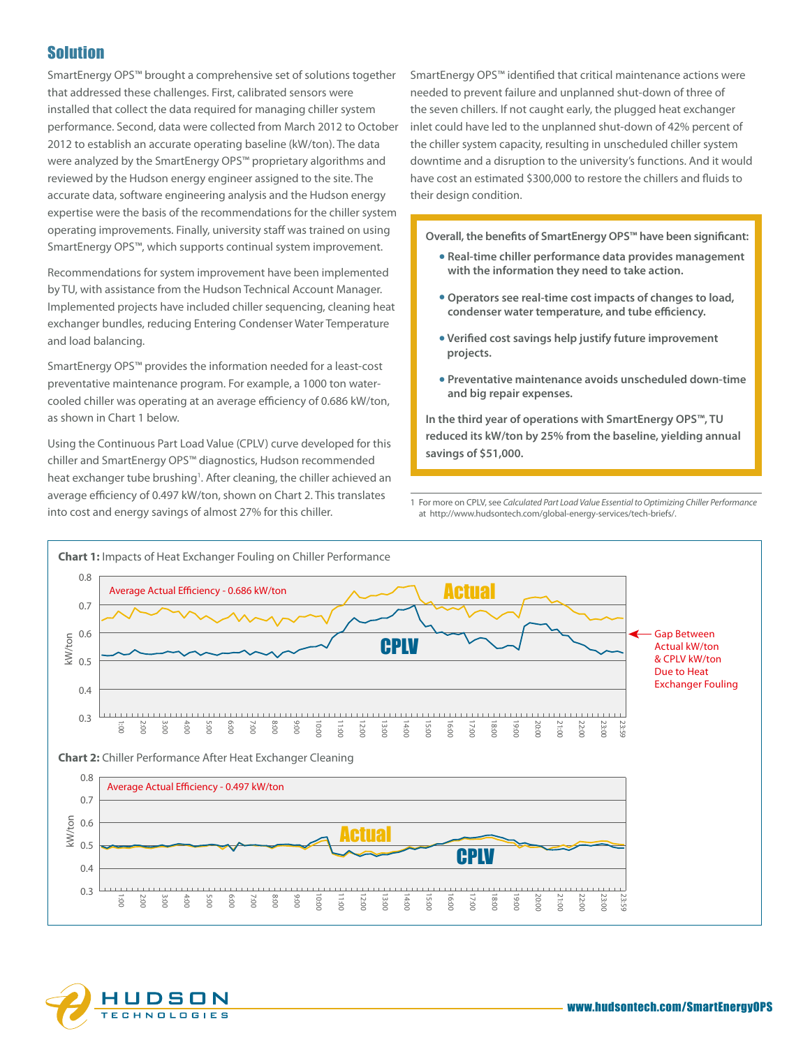## Solution

SmartEnergy OPS™ brought a comprehensive set of solutions together that addressed these challenges. First, calibrated sensors were installed that collect the data required for managing chiller system performance. Second, data were collected from March 2012 to October 2012 to establish an accurate operating baseline (kW/ton). The data were analyzed by the SmartEnergy OPS™ proprietary algorithms and reviewed by the Hudson energy engineer assigned to the site. The accurate data, software engineering analysis and the Hudson energy expertise were the basis of the recommendations for the chiller system operating improvements. Finally, university staff was trained on using SmartEnergy OPS™, which supports continual system improvement.

Recommendations for system improvement have been implemented by TU, with assistance from the Hudson Technical Account Manager. Implemented projects have included chiller sequencing, cleaning heat exchanger bundles, reducing Entering Condenser Water Temperature and load balancing.

SmartEnergy OPS™ provides the information needed for a least-cost preventative maintenance program. For example, a 1000 ton water-cooled chiller was operating at an average efficiency of 0.686 kW/ton, as shown in Chart 1 below.

Using the Continuous Part Load Value (CPLV) curve developed for this chiller and SmartEnergy OPS™ diagnostics, Hudson recommended heat exchanger tube brushing[1]. After cleaning, the chiller achieved an average efficiency of 0.497 kW/ton, shown on Chart 2. This translates into cost and energy savings of almost 27% for this chiller.

SmartEnergy OPS™ identified that critical maintenance actions were needed to prevent failure and unplanned shut-down of three of the seven chillers. If not caught early, the plugged heat exchanger inlet could have led to the unplanned shut-down of 42% percent of the chiller system capacity, resulting in unscheduled chiller system downtime and a disruption to the university's functions. And it would have cost an estimated $300,000 to restore the chillers and fluids to their design condition.

**Overall, the benefits of SmartEnergy OPS™ have been significant:**

- **Real-time chiller performance data provides management with the information they need to take action.**
- **Operators see real-time cost impacts of changes to load, condenser water temperature, and tube efficiency.**
- **Verified cost savings help justify future improvement projects.**
- **Preventative maintenance avoids unscheduled down-time and big repair expenses.**

**In the third year of operations with SmartEnergy OPS™, TU reduced its kW/ton by 25% from the baseline, yielding annual savings of $51,000.**

1 For more on CPLV, see *Calculated Part Load Value Essential to Optimizing Chiller Performance* at http://www.hudsontech.com/global-energy-services/tech-briefs/.

**Chart 1:** Impacts of Heat Exchanger Fouling on Chiller Performance

Average Actual Efficiency - 0.686 kW/ton

Actual

CPLV

kW/ton

0.8, 0.7, 0.6, 0.5, 0.4, 0.3

1:00, 2:00, 3:00, 4:00, 5:00, 6:00, 7:00, 8:00, 9:00, 10:00, 11:00, 12:00, 13:00, 14:00, 15:00, 16:00, 17:00, 18:00, 19:00, 20:00, 21:00, 22:00, 23:00, 23:59

Gap Between Actual kW/ton & CPLV kW/ton Due to Heat Exchanger Fouling

**Chart 2:** Chiller Performance After Heat Exchanger Cleaning

Average Actual Efficiency - 0.497 kW/ton

Actual

CPLV

kW/ton

0.8, 0.7, 0.6, 0.5, 0.4, 0.3

1:00, 2:00, 3:00, 4:00, 5:00, 6:00, 7:00, 8:00, 9:00, 10:00, 11:00, 12:00, 13:00, 14:00, 15:00, 16:00, 17:00, 18:00, 19:00, 20:00, 21:00, 22:00, 23:00, 23:59

HUDSON TECHNOLOGIES

www.hudsontech.com/SmartEnergyOPS